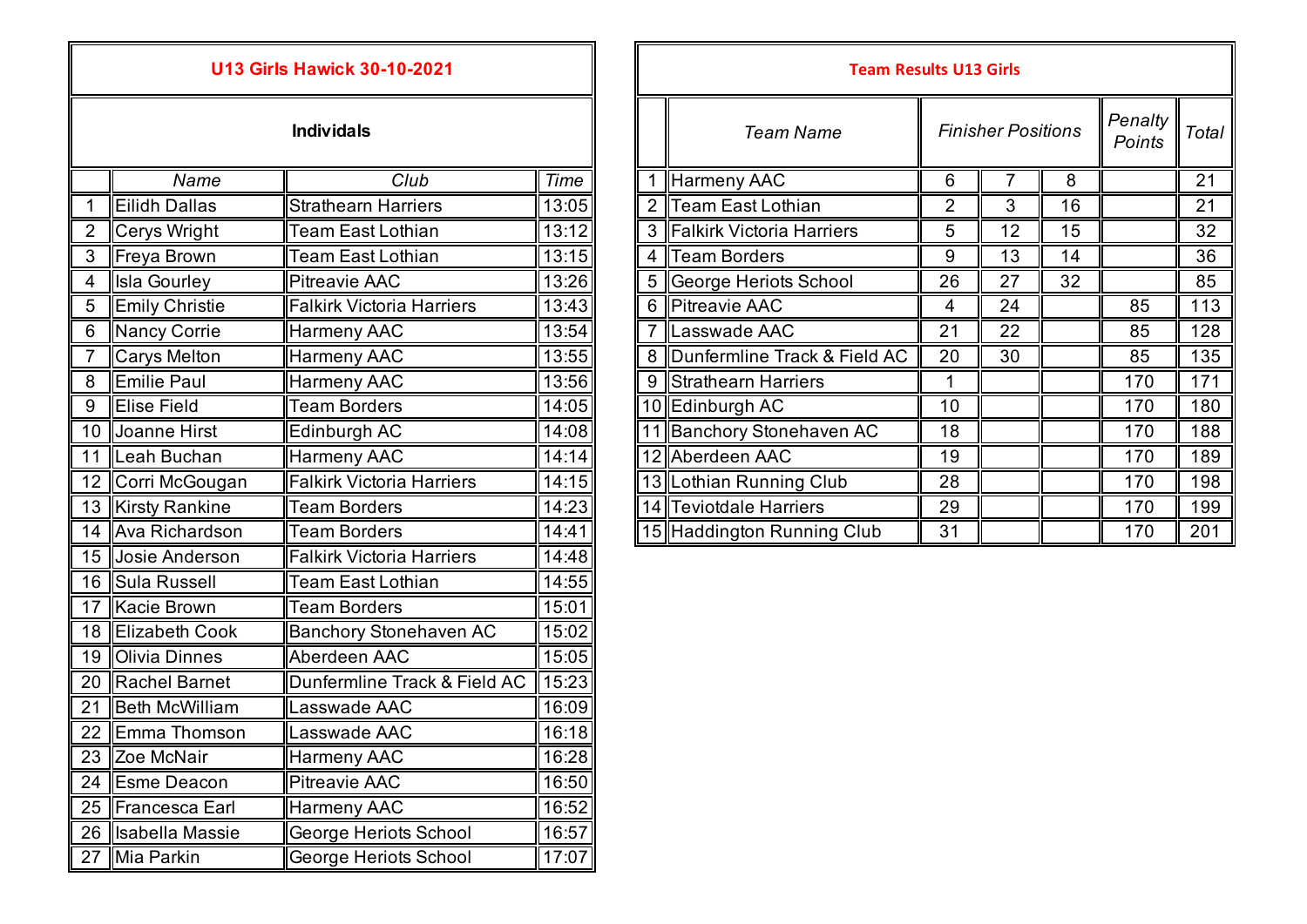## U13 Girls Hawick 30-10-2021

### Individals

| | Name | Club | Time |
|---|---|---|---|
| 1 | Eilidh Dallas | Strathearn Harriers | 13:05 |
| 2 | Cerys Wright | Team East Lothian | 13:12 |
| 3 | Freya Brown | Team East Lothian | 13:15 |
| 4 | Isla Gourley | Pitreavie AAC | 13:26 |
| 5 | Emily Christie | Falkirk Victoria Harriers | 13:43 |
| 6 | Nancy Corrie | Harmeny AAC | 13:54 |
| 7 | Carys Melton | Harmeny AAC | 13:55 |
| 8 | Emilie Paul | Harmeny AAC | 13:56 |
| 9 | Elise Field | Team Borders | 14:05 |
| 10 | Joanne Hirst | Edinburgh AC | 14:08 |
| 11 | Leah Buchan | Harmeny AAC | 14:14 |
| 12 | Corri McGougan | Falkirk Victoria Harriers | 14:15 |
| 13 | Kirsty Rankine | Team Borders | 14:23 |
| 14 | Ava Richardson | Team Borders | 14:41 |
| 15 | Josie Anderson | Falkirk Victoria Harriers | 14:48 |
| 16 | Sula Russell | Team East Lothian | 14:55 |
| 17 | Kacie Brown | Team Borders | 15:01 |
| 18 | Elizabeth Cook | Banchory Stonehaven AC | 15:02 |
| 19 | Olivia Dinnes | Aberdeen AAC | 15:05 |
| 20 | Rachel Barnet | Dunfermline Track & Field AC | 15:23 |
| 21 | Beth McWilliam | Lasswade AAC | 16:09 |
| 22 | Emma Thomson | Lasswade AAC | 16:18 |
| 23 | Zoe McNair | Harmeny AAC | 16:28 |
| 24 | Esme Deacon | Pitreavie AAC | 16:50 |
| 25 | Francesca Earl | Harmeny AAC | 16:52 |
| 26 | Isabella Massie | George Heriots School | 16:57 |
| 27 | Mia Parkin | George Heriots School | 17:07 |

## Team Results U13 Girls

| | Team Name | Finisher Positions | | | Penalty Points | Total |
|---|---|---|---|---|---|---|
| 1 | Harmeny AAC | 6 | 7 | 8 | | 21 |
| 2 | Team East Lothian | 2 | 3 | 16 | | 21 |
| 3 | Falkirk Victoria Harriers | 5 | 12 | 15 | | 32 |
| 4 | Team Borders | 9 | 13 | 14 | | 36 |
| 5 | George Heriots School | 26 | 27 | 32 | | 85 |
| 6 | Pitreavie AAC | 4 | 24 | | 85 | 113 |
| 7 | Lasswade AAC | 21 | 22 | | 85 | 128 |
| 8 | Dunfermline Track & Field AC | 20 | 30 | | 85 | 135 |
| 9 | Strathearn Harriers | 1 | | | 170 | 171 |
| 10 | Edinburgh AC | 10 | | | 170 | 180 |
| 11 | Banchory Stonehaven AC | 18 | | | 170 | 188 |
| 12 | Aberdeen AAC | 19 | | | 170 | 189 |
| 13 | Lothian Running Club | 28 | | | 170 | 198 |
| 14 | Teviotdale Harriers | 29 | | | 170 | 199 |
| 15 | Haddington Running Club | 31 | | | 170 | 201 |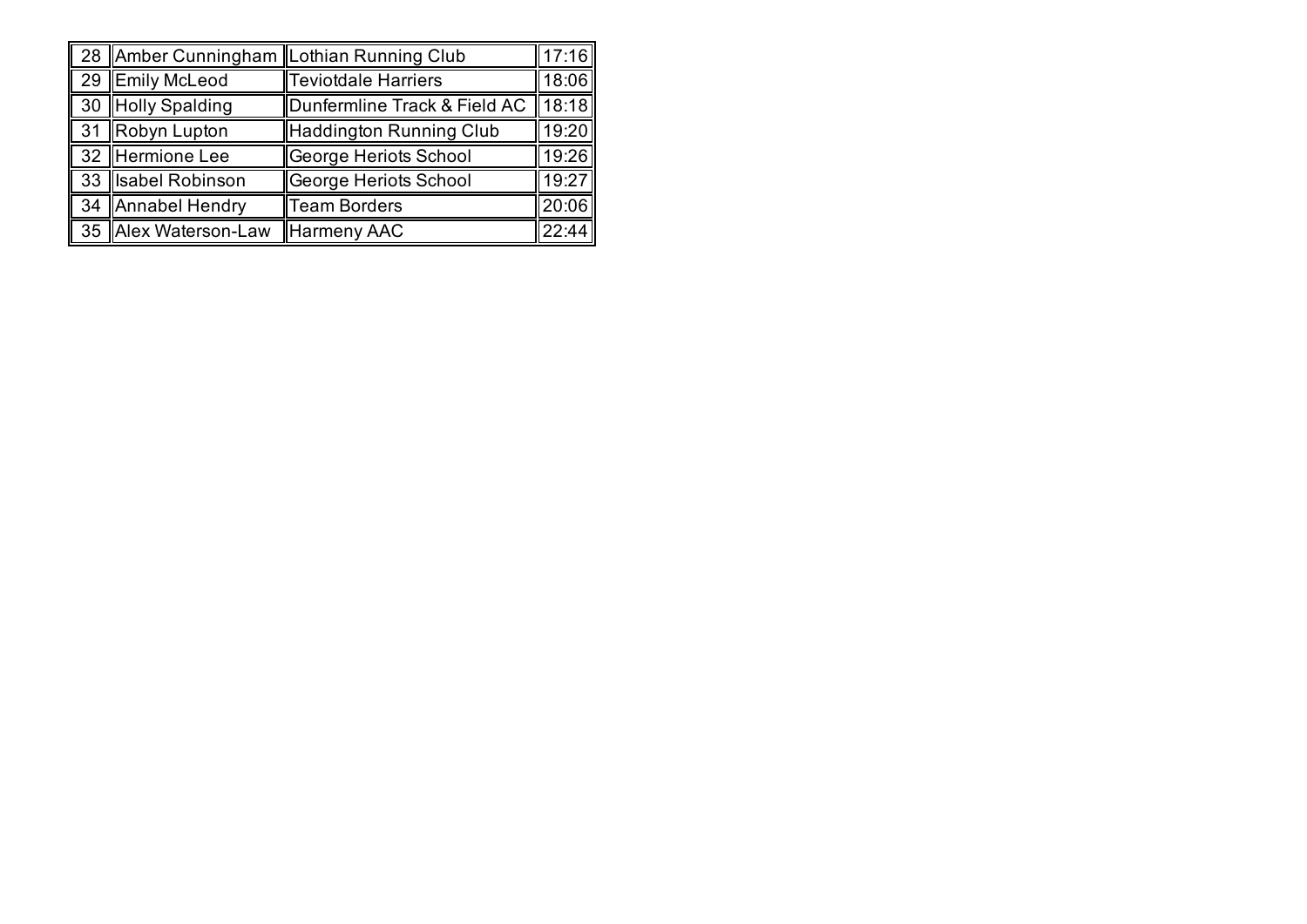| | | | |
|---|---|---|---|
| 28 | Amber Cunningham | Lothian Running Club | 17:16 |
| 29 | Emily McLeod | Teviotdale Harriers | 18:06 |
| 30 | Holly Spalding | Dunfermline Track & Field AC | 18:18 |
| 31 | Robyn Lupton | Haddington Running Club | 19:20 |
| 32 | Hermione Lee | George Heriots School | 19:26 |
| 33 | Isabel Robinson | George Heriots School | 19:27 |
| 34 | Annabel Hendry | Team Borders | 20:06 |
| 35 | Alex Waterson-Law | Harmeny AAC | 22:44 |